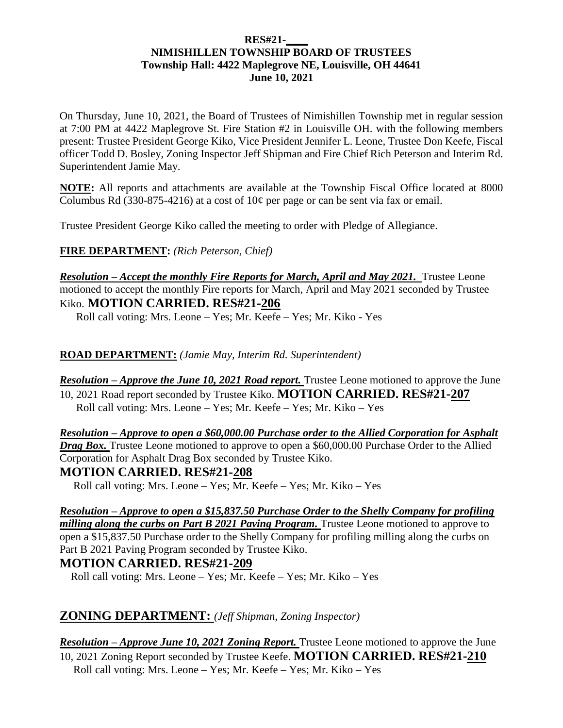**RES#21-\_\_\_\_**
**NIMISHILLEN TOWNSHIP BOARD OF TRUSTEES**
**Township Hall: 4422 Maplegrove NE, Louisville, OH 44641**
**June 10, 2021**

On Thursday, June 10, 2021, the Board of Trustees of Nimishillen Township met in regular session at 7:00 PM at 4422 Maplegrove St. Fire Station #2 in Louisville OH. with the following members present: Trustee President George Kiko, Vice President Jennifer L. Leone, Trustee Don Keefe, Fiscal officer Todd D. Bosley, Zoning Inspector Jeff Shipman and Fire Chief Rich Peterson and Interim Rd. Superintendent Jamie May.

**NOTE:** All reports and attachments are available at the Township Fiscal Office located at 8000 Columbus Rd (330-875-4216) at a cost of 10¢ per page or can be sent via fax or email.

Trustee President George Kiko called the meeting to order with Pledge of Allegiance.

**FIRE DEPARTMENT:** *(Rich Peterson, Chief)*

***Resolution – Accept the monthly Fire Reports for March, April and May 2021.*** Trustee Leone motioned to accept the monthly Fire reports for March, April and May 2021 seconded by Trustee Kiko. **MOTION CARRIED. RES#21-206**
Roll call voting: Mrs. Leone – Yes; Mr. Keefe – Yes; Mr. Kiko - Yes

**ROAD DEPARTMENT:** *(Jamie May, Interim Rd. Superintendent)*

***Resolution – Approve the June 10, 2021 Road report.*** Trustee Leone motioned to approve the June 10, 2021 Road report seconded by Trustee Kiko. **MOTION CARRIED. RES#21-207**
Roll call voting: Mrs. Leone – Yes; Mr. Keefe – Yes; Mr. Kiko – Yes

***Resolution – Approve to open a $60,000.00 Purchase order to the Allied Corporation for Asphalt Drag Box.*** Trustee Leone motioned to approve to open a $60,000.00 Purchase Order to the Allied Corporation for Asphalt Drag Box seconded by Trustee Kiko.
**MOTION CARRIED. RES#21-208**
Roll call voting: Mrs. Leone – Yes; Mr. Keefe – Yes; Mr. Kiko – Yes

***Resolution – Approve to open a $15,837.50 Purchase Order to the Shelly Company for profiling milling along the curbs on Part B 2021 Paving Program.*** Trustee Leone motioned to approve to open a $15,837.50 Purchase order to the Shelly Company for profiling milling along the curbs on Part B 2021 Paving Program seconded by Trustee Kiko.
**MOTION CARRIED. RES#21-209**
Roll call voting: Mrs. Leone – Yes; Mr. Keefe – Yes; Mr. Kiko – Yes

**ZONING DEPARTMENT:** *(Jeff Shipman, Zoning Inspector)*

***Resolution – Approve June 10, 2021 Zoning Report.*** Trustee Leone motioned to approve the June 10, 2021 Zoning Report seconded by Trustee Keefe. **MOTION CARRIED. RES#21-210**
Roll call voting: Mrs. Leone – Yes; Mr. Keefe – Yes; Mr. Kiko – Yes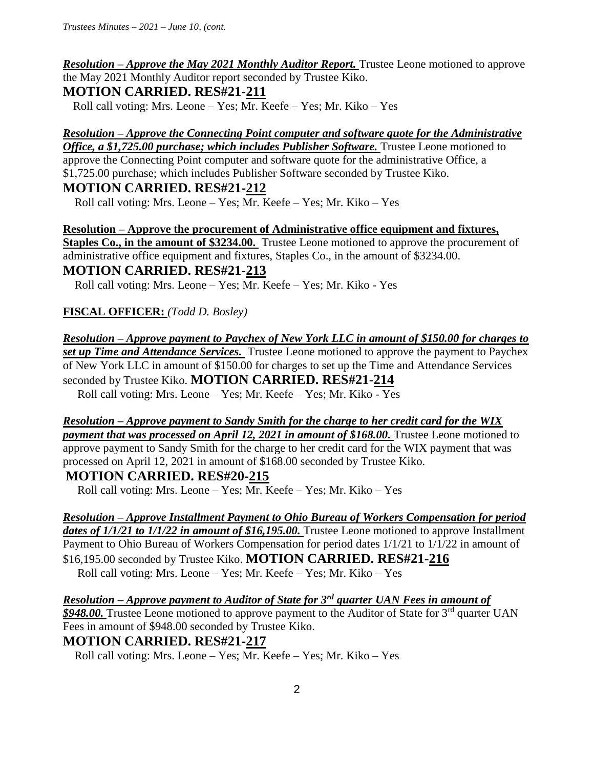***Resolution – Approve the May 2021 Monthly Auditor Report.*** Trustee Leone motioned to approve the May 2021 Monthly Auditor report seconded by Trustee Kiko.

**MOTION CARRIED. RES#21-211**

Roll call voting: Mrs. Leone – Yes; Mr. Keefe – Yes; Mr. Kiko – Yes

***Resolution – Approve the Connecting Point computer and software quote for the Administrative Office, a $1,725.00 purchase; which includes Publisher Software.*** Trustee Leone motioned to approve the Connecting Point computer and software quote for the administrative Office, a $1,725.00 purchase; which includes Publisher Software seconded by Trustee Kiko.

**MOTION CARRIED. RES#21-212**

Roll call voting: Mrs. Leone – Yes; Mr. Keefe – Yes; Mr. Kiko – Yes

**Resolution – Approve the procurement of Administrative office equipment and fixtures, Staples Co., in the amount of $3234.00.** Trustee Leone motioned to approve the procurement of administrative office equipment and fixtures, Staples Co., in the amount of $3234.00.

**MOTION CARRIED. RES#21-213**

Roll call voting: Mrs. Leone – Yes; Mr. Keefe – Yes; Mr. Kiko - Yes

**FISCAL OFFICER:** *(Todd D. Bosley)*

***Resolution – Approve payment to Paychex of New York LLC in amount of $150.00 for charges to set up Time and Attendance Services.*** Trustee Leone motioned to approve the payment to Paychex of New York LLC in amount of $150.00 for charges to set up the Time and Attendance Services seconded by Trustee Kiko. **MOTION CARRIED. RES#21-214**

Roll call voting: Mrs. Leone – Yes; Mr. Keefe – Yes; Mr. Kiko - Yes

***Resolution – Approve payment to Sandy Smith for the charge to her credit card for the WIX payment that was processed on April 12, 2021 in amount of $168.00.*** Trustee Leone motioned to approve payment to Sandy Smith for the charge to her credit card for the WIX payment that was processed on April 12, 2021 in amount of $168.00 seconded by Trustee Kiko.

**MOTION CARRIED. RES#20-215**

Roll call voting: Mrs. Leone – Yes; Mr. Keefe – Yes; Mr. Kiko – Yes

***Resolution – Approve Installment Payment to Ohio Bureau of Workers Compensation for period dates of 1/1/21 to 1/1/22 in amount of $16,195.00.*** Trustee Leone motioned to approve Installment Payment to Ohio Bureau of Workers Compensation for period dates 1/1/21 to 1/1/22 in amount of $16,195.00 seconded by Trustee Kiko. **MOTION CARRIED. RES#21-216**

Roll call voting: Mrs. Leone – Yes; Mr. Keefe – Yes; Mr. Kiko – Yes

***Resolution – Approve payment to Auditor of State for 3rd quarter UAN Fees in amount of $948.00.*** Trustee Leone motioned to approve payment to the Auditor of State for 3rd quarter UAN Fees in amount of $948.00 seconded by Trustee Kiko.

**MOTION CARRIED. RES#21-217**

Roll call voting: Mrs. Leone – Yes; Mr. Keefe – Yes; Mr. Kiko – Yes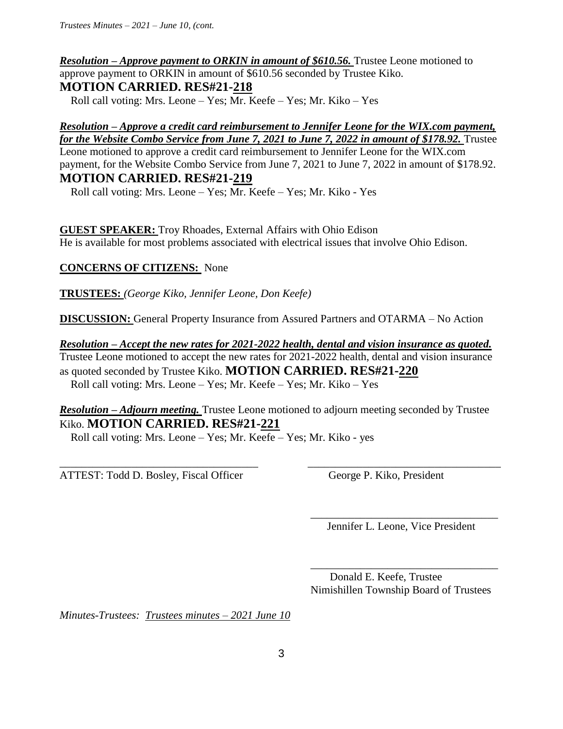***Resolution – Approve payment to ORKIN in amount of $610.56.*** Trustee Leone motioned to approve payment to ORKIN in amount of $610.56 seconded by Trustee Kiko.

**MOTION CARRIED. RES#21-218**

Roll call voting: Mrs. Leone – Yes; Mr. Keefe – Yes; Mr. Kiko – Yes

***Resolution – Approve a credit card reimbursement to Jennifer Leone for the WIX.com payment, for the Website Combo Service from June 7, 2021 to June 7, 2022 in amount of $178.92.*** Trustee Leone motioned to approve a credit card reimbursement to Jennifer Leone for the WIX.com payment, for the Website Combo Service from June 7, 2021 to June 7, 2022 in amount of $178.92.

**MOTION CARRIED. RES#21-219**

Roll call voting: Mrs. Leone – Yes; Mr. Keefe – Yes; Mr. Kiko - Yes

**GUEST SPEAKER:** Troy Rhoades, External Affairs with Ohio Edison
He is available for most problems associated with electrical issues that involve Ohio Edison.

**CONCERNS OF CITIZENS:** None

**TRUSTEES:** *(George Kiko, Jennifer Leone, Don Keefe)*

**DISCUSSION:** General Property Insurance from Assured Partners and OTARMA – No Action

***Resolution – Accept the new rates for 2021-2022 health, dental and vision insurance as quoted.*** Trustee Leone motioned to accept the new rates for 2021-2022 health, dental and vision insurance as quoted seconded by Trustee Kiko. **MOTION CARRIED. RES#21-220**

Roll call voting: Mrs. Leone – Yes; Mr. Keefe – Yes; Mr. Kiko – Yes

***Resolution – Adjourn meeting.*** Trustee Leone motioned to adjourn meeting seconded by Trustee Kiko. **MOTION CARRIED. RES#21-221**

Roll call voting: Mrs. Leone – Yes; Mr. Keefe – Yes; Mr. Kiko - yes

ATTEST: Todd D. Bosley, Fiscal Officer

George P. Kiko, President

Jennifer L. Leone, Vice President

Donald E. Keefe, Trustee
Nimishillen Township Board of Trustees

*Minutes-Trustees: Trustees minutes – 2021 June 10*